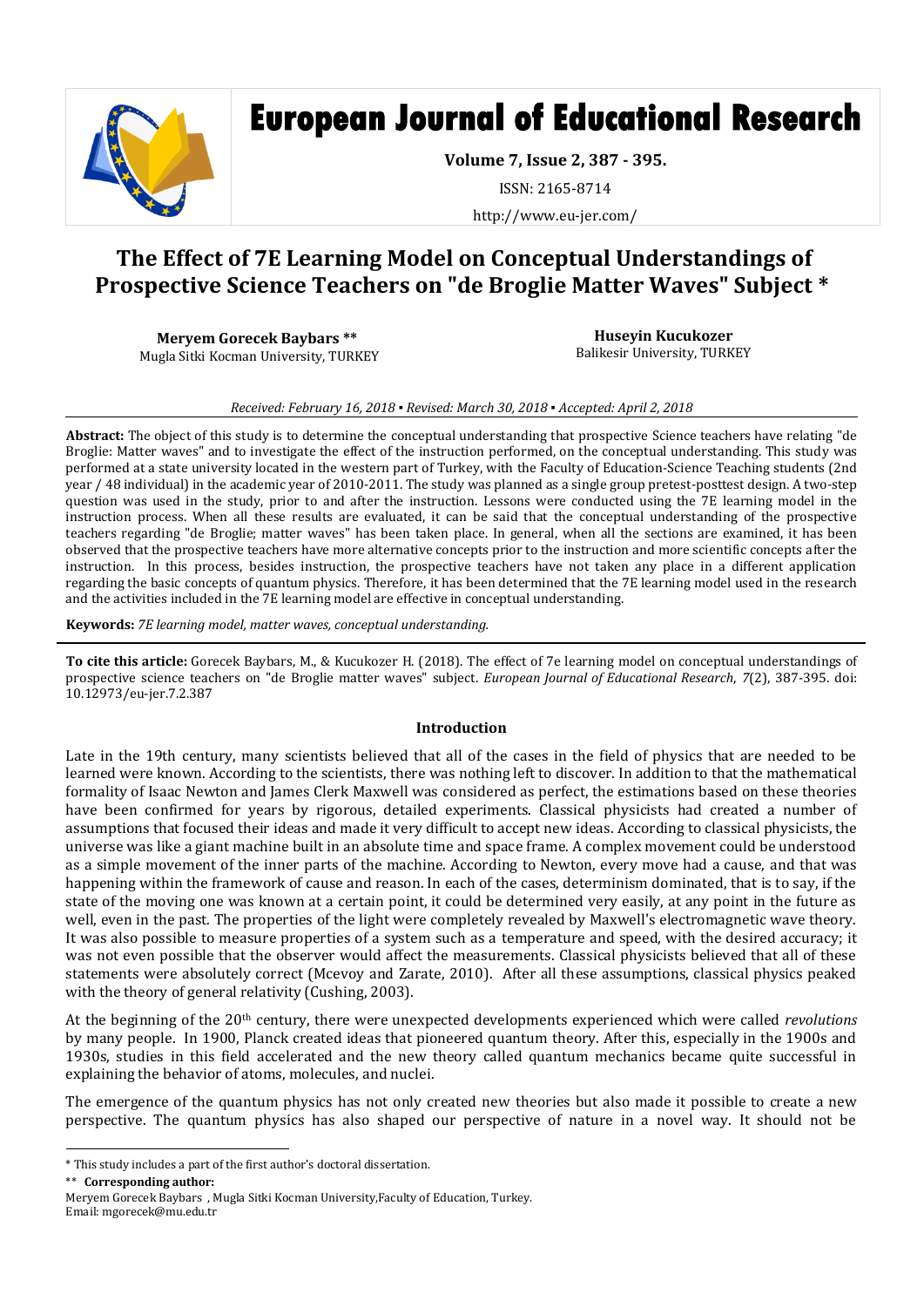# European Journal of Educational Research

**Volume 7, Issue 2, 387 - 395.**

ISSN: 2165-8714

http://www.eu-jer.com/

# The Effect of 7E Learning Model on Conceptual Understandings of Prospective Science Teachers on "de Broglie Matter Waves" Subject *

**Meryem Gorecek Baybars** **
Mugla Sitki Kocman University, TURKEY

**Huseyin Kucukozer**
Balikesir University, TURKEY

*Received: February 16, 2018 ▪ Revised: March 30, 2018 ▪ Accepted: April 2, 2018*

**Abstract:** The object of this study is to determine the conceptual understanding that prospective Science teachers have relating "de Broglie: Matter waves" and to investigate the effect of the instruction performed, on the conceptual understanding. This study was performed at a state university located in the western part of Turkey, with the Faculty of Education-Science Teaching students (2nd year / 48 individual) in the academic year of 2010-2011. The study was planned as a single group pretest-posttest design. A two-step question was used in the study, prior to and after the instruction. Lessons were conducted using the 7E learning model in the instruction process. When all these results are evaluated, it can be said that the conceptual understanding of the prospective teachers regarding "de Broglie; matter waves" has been taken place. In general, when all the sections are examined, it has been observed that the prospective teachers have more alternative concepts prior to the instruction and more scientific concepts after the instruction. In this process, besides instruction, the prospective teachers have not taken any place in a different application regarding the basic concepts of quantum physics. Therefore, it has been determined that the 7E learning model used in the research and the activities included in the 7E learning model are effective in conceptual understanding.

**Keywords:** *7E learning model, matter waves, conceptual understanding.*

**To cite this article:** Gorecek Baybars, M., & Kucukozer H. (2018). The effect of 7e learning model on conceptual understandings of prospective science teachers on "de Broglie matter waves" subject. *European Journal of Educational Research*, *7*(2), 387-395. doi: 10.12973/eu-jer.7.2.387

## Introduction

Late in the 19th century, many scientists believed that all of the cases in the field of physics that are needed to be learned were known. According to the scientists, there was nothing left to discover. In addition to that the mathematical formality of Isaac Newton and James Clerk Maxwell was considered as perfect, the estimations based on these theories have been confirmed for years by rigorous, detailed experiments. Classical physicists had created a number of assumptions that focused their ideas and made it very difficult to accept new ideas. According to classical physicists, the universe was like a giant machine built in an absolute time and space frame. A complex movement could be understood as a simple movement of the inner parts of the machine. According to Newton, every move had a cause, and that was happening within the framework of cause and reason. In each of the cases, determinism dominated, that is to say, if the state of the moving one was known at a certain point, it could be determined very easily, at any point in the future as well, even in the past. The properties of the light were completely revealed by Maxwell's electromagnetic wave theory. It was also possible to measure properties of a system such as a temperature and speed, with the desired accuracy; it was not even possible that the observer would affect the measurements. Classical physicists believed that all of these statements were absolutely correct (Mcevoy and Zarate, 2010). After all these assumptions, classical physics peaked with the theory of general relativity (Cushing, 2003).

At the beginning of the 20th century, there were unexpected developments experienced which were called *revolutions* by many people. In 1900, Planck created ideas that pioneered quantum theory. After this, especially in the 1900s and 1930s, studies in this field accelerated and the new theory called quantum mechanics became quite successful in explaining the behavior of atoms, molecules, and nuclei.

The emergence of the quantum physics has not only created new theories but also made it possible to create a new perspective. The quantum physics has also shaped our perspective of nature in a novel way. It should not be

---

* This study includes a part of the first author's doctoral dissertation.

** **Corresponding author:**
Meryem Gorecek Baybars , Mugla Sitki Kocman University,Faculty of Education, Turkey.
Email: mgorecek@mu.edu.tr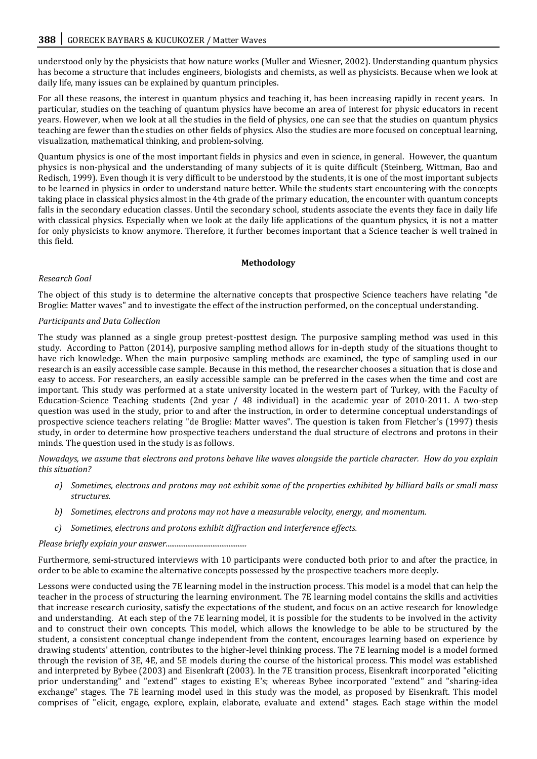understood only by the physicists that how nature works (Muller and Wiesner, 2002). Understanding quantum physics has become a structure that includes engineers, biologists and chemists, as well as physicists. Because when we look at daily life, many issues can be explained by quantum principles.

For all these reasons, the interest in quantum physics and teaching it, has been increasing rapidly in recent years. In particular, studies on the teaching of quantum physics have become an area of interest for physic educators in recent years. However, when we look at all the studies in the field of physics, one can see that the studies on quantum physics teaching are fewer than the studies on other fields of physics. Also the studies are more focused on conceptual learning, visualization, mathematical thinking, and problem-solving.

Quantum physics is one of the most important fields in physics and even in science, in general. However, the quantum physics is non-physical and the understanding of many subjects of it is quite difficult (Steinberg, Wittman, Bao and Redisch, 1999). Even though it is very difficult to be understood by the students, it is one of the most important subjects to be learned in physics in order to understand nature better. While the students start encountering with the concepts taking place in classical physics almost in the 4th grade of the primary education, the encounter with quantum concepts falls in the secondary education classes. Until the secondary school, students associate the events they face in daily life with classical physics. Especially when we look at the daily life applications of the quantum physics, it is not a matter for only physicists to know anymore. Therefore, it further becomes important that a Science teacher is well trained in this field.

## Methodology

*Research Goal*

The object of this study is to determine the alternative concepts that prospective Science teachers have relating "de Broglie: Matter waves" and to investigate the effect of the instruction performed, on the conceptual understanding.

*Participants and Data Collection*

The study was planned as a single group pretest-posttest design. The purposive sampling method was used in this study. According to Patton (2014), purposive sampling method allows for in-depth study of the situations thought to have rich knowledge. When the main purposive sampling methods are examined, the type of sampling used in our research is an easily accessible case sample. Because in this method, the researcher chooses a situation that is close and easy to access. For researchers, an easily accessible sample can be preferred in the cases when the time and cost are important. This study was performed at a state university located in the western part of Turkey, with the Faculty of Education-Science Teaching students (2nd year / 48 individual) in the academic year of 2010-2011. A two-step question was used in the study, prior to and after the instruction, in order to determine conceptual understandings of prospective science teachers relating "de Broglie: Matter waves". The question is taken from Fletcher's (1997) thesis study, in order to determine how prospective teachers understand the dual structure of electrons and protons in their minds. The question used in the study is as follows.

*Nowadays, we assume that electrons and protons behave like waves alongside the particle character. How do you explain this situation?*

- *a) Sometimes, electrons and protons may not exhibit some of the properties exhibited by billiard balls or small mass structures.*
- *b) Sometimes, electrons and protons may not have a measurable velocity, energy, and momentum.*
- *c) Sometimes, electrons and protons exhibit diffraction and interference effects.*

*Please briefly explain your answer..........................................*

Furthermore, semi-structured interviews with 10 participants were conducted both prior to and after the practice, in order to be able to examine the alternative concepts possessed by the prospective teachers more deeply.

Lessons were conducted using the 7E learning model in the instruction process. This model is a model that can help the teacher in the process of structuring the learning environment. The 7E learning model contains the skills and activities that increase research curiosity, satisfy the expectations of the student, and focus on an active research for knowledge and understanding. At each step of the 7E learning model, it is possible for the students to be involved in the activity and to construct their own concepts. This model, which allows the knowledge to be able to be structured by the student, a consistent conceptual change independent from the content, encourages learning based on experience by drawing students' attention, contributes to the higher-level thinking process. The 7E learning model is a model formed through the revision of 3E, 4E, and 5E models during the course of the historical process. This model was established and interpreted by Bybee (2003) and Eisenkraft (2003). In the 7E transition process, Eisenkraft incorporated "eliciting prior understanding" and "extend" stages to existing E's; whereas Bybee incorporated "extend" and "sharing-idea exchange" stages. The 7E learning model used in this study was the model, as proposed by Eisenkraft. This model comprises of "elicit, engage, explore, explain, elaborate, evaluate and extend" stages. Each stage within the model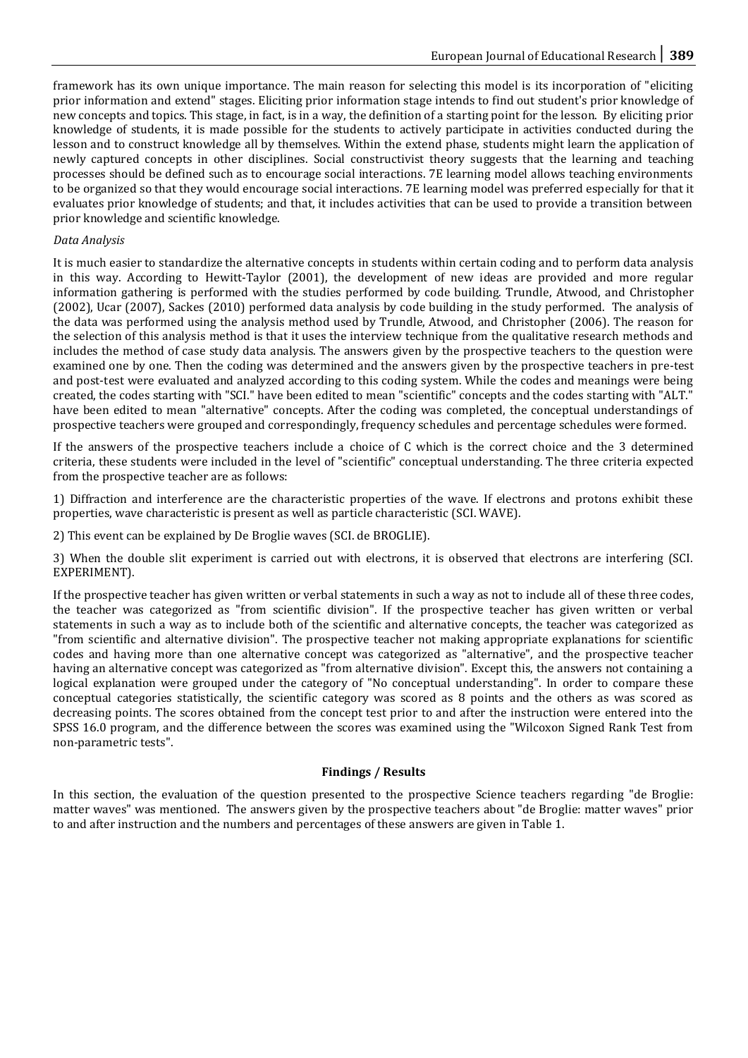framework has its own unique importance. The main reason for selecting this model is its incorporation of "eliciting prior information and extend" stages. Eliciting prior information stage intends to find out student's prior knowledge of new concepts and topics. This stage, in fact, is in a way, the definition of a starting point for the lesson. By eliciting prior knowledge of students, it is made possible for the students to actively participate in activities conducted during the lesson and to construct knowledge all by themselves. Within the extend phase, students might learn the application of newly captured concepts in other disciplines. Social constructivist theory suggests that the learning and teaching processes should be defined such as to encourage social interactions. 7E learning model allows teaching environments to be organized so that they would encourage social interactions. 7E learning model was preferred especially for that it evaluates prior knowledge of students; and that, it includes activities that can be used to provide a transition between prior knowledge and scientific knowledge.

*Data Analysis*

It is much easier to standardize the alternative concepts in students within certain coding and to perform data analysis in this way. According to Hewitt-Taylor (2001), the development of new ideas are provided and more regular information gathering is performed with the studies performed by code building. Trundle, Atwood, and Christopher (2002), Ucar (2007), Sackes (2010) performed data analysis by code building in the study performed. The analysis of the data was performed using the analysis method used by Trundle, Atwood, and Christopher (2006). The reason for the selection of this analysis method is that it uses the interview technique from the qualitative research methods and includes the method of case study data analysis. The answers given by the prospective teachers to the question were examined one by one. Then the coding was determined and the answers given by the prospective teachers in pre-test and post-test were evaluated and analyzed according to this coding system. While the codes and meanings were being created, the codes starting with "SCI." have been edited to mean "scientific" concepts and the codes starting with "ALT." have been edited to mean "alternative" concepts. After the coding was completed, the conceptual understandings of prospective teachers were grouped and correspondingly, frequency schedules and percentage schedules were formed.

If the answers of the prospective teachers include a choice of C which is the correct choice and the 3 determined criteria, these students were included in the level of "scientific" conceptual understanding. The three criteria expected from the prospective teacher are as follows:

1) Diffraction and interference are the characteristic properties of the wave. If electrons and protons exhibit these properties, wave characteristic is present as well as particle characteristic (SCI. WAVE).

2) This event can be explained by De Broglie waves (SCI. de BROGLIE).

3) When the double slit experiment is carried out with electrons, it is observed that electrons are interfering (SCI. EXPERIMENT).

If the prospective teacher has given written or verbal statements in such a way as not to include all of these three codes, the teacher was categorized as "from scientific division". If the prospective teacher has given written or verbal statements in such a way as to include both of the scientific and alternative concepts, the teacher was categorized as "from scientific and alternative division". The prospective teacher not making appropriate explanations for scientific codes and having more than one alternative concept was categorized as "alternative", and the prospective teacher having an alternative concept was categorized as "from alternative division". Except this, the answers not containing a logical explanation were grouped under the category of "No conceptual understanding". In order to compare these conceptual categories statistically, the scientific category was scored as 8 points and the others as was scored as decreasing points. The scores obtained from the concept test prior to and after the instruction were entered into the SPSS 16.0 program, and the difference between the scores was examined using the "Wilcoxon Signed Rank Test from non-parametric tests".

## Findings / Results

In this section, the evaluation of the question presented to the prospective Science teachers regarding "de Broglie: matter waves" was mentioned. The answers given by the prospective teachers about "de Broglie: matter waves" prior to and after instruction and the numbers and percentages of these answers are given in Table 1.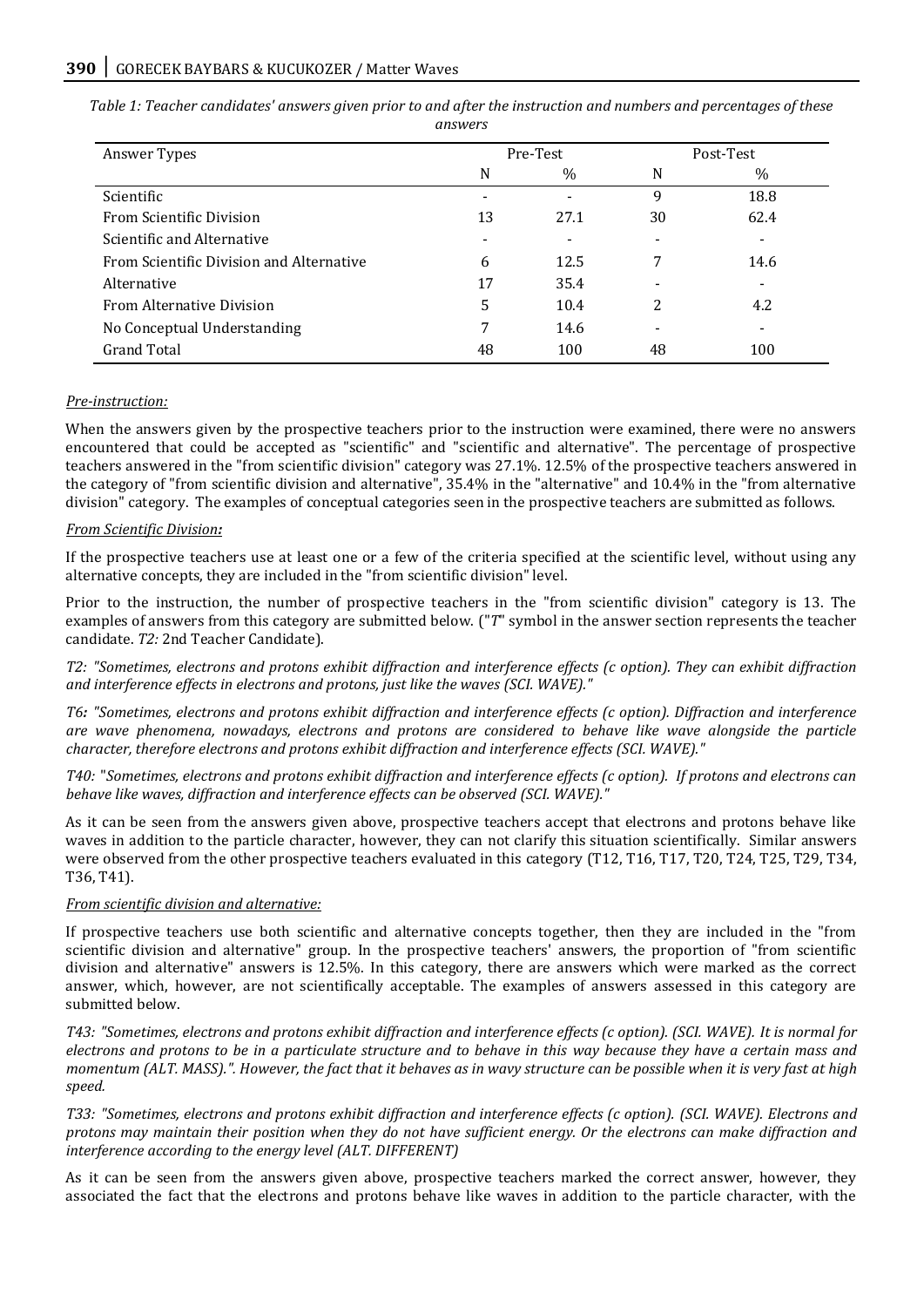*Table 1: Teacher candidates' answers given prior to and after the instruction and numbers and percentages of these answers*

| Answer Types | Pre-Test | | Post-Test | |
|---|---|---|---|---|
| | N | % | N | % |
| Scientific | - | - | 9 | 18.8 |
| From Scientific Division | 13 | 27.1 | 30 | 62.4 |
| Scientific and Alternative | - | - | - | - |
| From Scientific Division and Alternative | 6 | 12.5 | 7 | 14.6 |
| Alternative | 17 | 35.4 | - | - |
| From Alternative Division | 5 | 10.4 | 2 | 4.2 |
| No Conceptual Understanding | 7 | 14.6 | - | - |
| Grand Total | 48 | 100 | 48 | 100 |

*Pre-instruction:*

When the answers given by the prospective teachers prior to the instruction were examined, there were no answers encountered that could be accepted as "scientific" and "scientific and alternative". The percentage of prospective teachers answered in the "from scientific division" category was 27.1%. 12.5% of the prospective teachers answered in the category of "from scientific division and alternative", 35.4% in the "alternative" and 10.4% in the "from alternative division" category. The examples of conceptual categories seen in the prospective teachers are submitted as follows.

*From Scientific Division:*

If the prospective teachers use at least one or a few of the criteria specified at the scientific level, without using any alternative concepts, they are included in the "from scientific division" level.

Prior to the instruction, the number of prospective teachers in the "from scientific division" category is 13. The examples of answers from this category are submitted below. ("*T*" symbol in the answer section represents the teacher candidate. *T2:* 2nd Teacher Candidate).

*T2: "Sometimes, electrons and protons exhibit diffraction and interference effects (c option). They can exhibit diffraction and interference effects in electrons and protons, just like the waves (SCI. WAVE)."*

*T6: "Sometimes, electrons and protons exhibit diffraction and interference effects (c option). Diffraction and interference are wave phenomena, nowadays, electrons and protons are considered to behave like wave alongside the particle character, therefore electrons and protons exhibit diffraction and interference effects (SCI. WAVE)."*

*T40:* "*Sometimes, electrons and protons exhibit diffraction and interference effects (c option). If protons and electrons can behave like waves, diffraction and interference effects can be observed (SCI. WAVE)."*

As it can be seen from the answers given above, prospective teachers accept that electrons and protons behave like waves in addition to the particle character, however, they can not clarify this situation scientifically. Similar answers were observed from the other prospective teachers evaluated in this category (T12, T16, T17, T20, T24, T25, T29, T34, T36, T41).

*From scientific division and alternative:*

If prospective teachers use both scientific and alternative concepts together, then they are included in the "from scientific division and alternative" group. In the prospective teachers' answers, the proportion of "from scientific division and alternative" answers is 12.5%. In this category, there are answers which were marked as the correct answer, which, however, are not scientifically acceptable. The examples of answers assessed in this category are submitted below.

*T43: "Sometimes, electrons and protons exhibit diffraction and interference effects (c option). (SCI. WAVE). It is normal for electrons and protons to be in a particulate structure and to behave in this way because they have a certain mass and momentum (ALT. MASS).". However, the fact that it behaves as in wavy structure can be possible when it is very fast at high speed.*

*T33: "Sometimes, electrons and protons exhibit diffraction and interference effects (c option). (SCI. WAVE). Electrons and protons may maintain their position when they do not have sufficient energy. Or the electrons can make diffraction and interference according to the energy level (ALT. DIFFERENT)*

As it can be seen from the answers given above, prospective teachers marked the correct answer, however, they associated the fact that the electrons and protons behave like waves in addition to the particle character, with the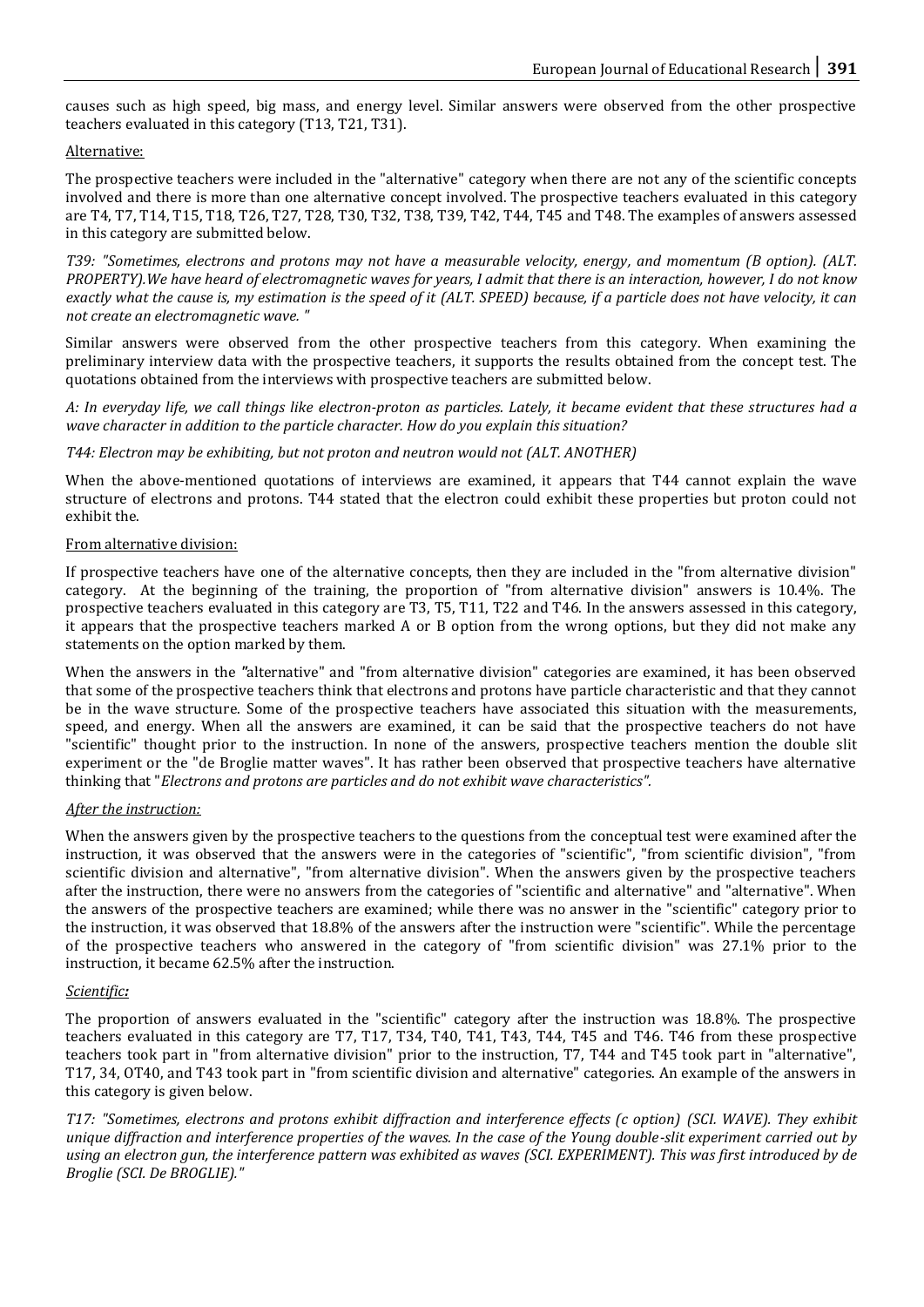causes such as high speed, big mass, and energy level. Similar answers were observed from the other prospective teachers evaluated in this category (T13, T21, T31).

Alternative:

The prospective teachers were included in the "alternative" category when there are not any of the scientific concepts involved and there is more than one alternative concept involved. The prospective teachers evaluated in this category are T4, T7, T14, T15, T18, T26, T27, T28, T30, T32, T38, T39, T42, T44, T45 and T48. The examples of answers assessed in this category are submitted below.

*T39: "Sometimes, electrons and protons may not have a measurable velocity, energy, and momentum (B option). (ALT. PROPERTY).We have heard of electromagnetic waves for years, I admit that there is an interaction, however, I do not know exactly what the cause is, my estimation is the speed of it (ALT. SPEED) because, if a particle does not have velocity, it can not create an electromagnetic wave. "*

Similar answers were observed from the other prospective teachers from this category. When examining the preliminary interview data with the prospective teachers, it supports the results obtained from the concept test. The quotations obtained from the interviews with prospective teachers are submitted below.

*A: In everyday life, we call things like electron-proton as particles. Lately, it became evident that these structures had a wave character in addition to the particle character. How do you explain this situation?*

*T44: Electron may be exhibiting, but not proton and neutron would not (ALT. ANOTHER)*

When the above-mentioned quotations of interviews are examined, it appears that T44 cannot explain the wave structure of electrons and protons. T44 stated that the electron could exhibit these properties but proton could not exhibit the.

From alternative division:

If prospective teachers have one of the alternative concepts, then they are included in the "from alternative division" category. At the beginning of the training, the proportion of "from alternative division" answers is 10.4%. The prospective teachers evaluated in this category are T3, T5, T11, T22 and T46. In the answers assessed in this category, it appears that the prospective teachers marked A or B option from the wrong options, but they did not make any statements on the option marked by them.

When the answers in the "alternative" and "from alternative division" categories are examined, it has been observed that some of the prospective teachers think that electrons and protons have particle characteristic and that they cannot be in the wave structure. Some of the prospective teachers have associated this situation with the measurements, speed, and energy. When all the answers are examined, it can be said that the prospective teachers do not have "scientific" thought prior to the instruction. In none of the answers, prospective teachers mention the double slit experiment or the "de Broglie matter waves". It has rather been observed that prospective teachers have alternative thinking that "*Electrons and protons are particles and do not exhibit wave characteristics".*

*After the instruction:*

When the answers given by the prospective teachers to the questions from the conceptual test were examined after the instruction, it was observed that the answers were in the categories of "scientific", "from scientific division", "from scientific division and alternative", "from alternative division". When the answers given by the prospective teachers after the instruction, there were no answers from the categories of "scientific and alternative" and "alternative". When the answers of the prospective teachers are examined; while there was no answer in the "scientific" category prior to the instruction, it was observed that 18.8% of the answers after the instruction were "scientific". While the percentage of the prospective teachers who answered in the category of "from scientific division" was 27.1% prior to the instruction, it became 62.5% after the instruction.

***Scientific:***

The proportion of answers evaluated in the "scientific" category after the instruction was 18.8%. The prospective teachers evaluated in this category are T7, T17, T34, T40, T41, T43, T44, T45 and T46. T46 from these prospective teachers took part in "from alternative division" prior to the instruction, T7, T44 and T45 took part in "alternative", T17, 34, OT40, and T43 took part in "from scientific division and alternative" categories. An example of the answers in this category is given below.

*T17: "Sometimes, electrons and protons exhibit diffraction and interference effects (c option) (SCI. WAVE). They exhibit unique diffraction and interference properties of the waves. In the case of the Young double-slit experiment carried out by using an electron gun, the interference pattern was exhibited as waves (SCI. EXPERIMENT). This was first introduced by de Broglie (SCI. De BROGLIE)."*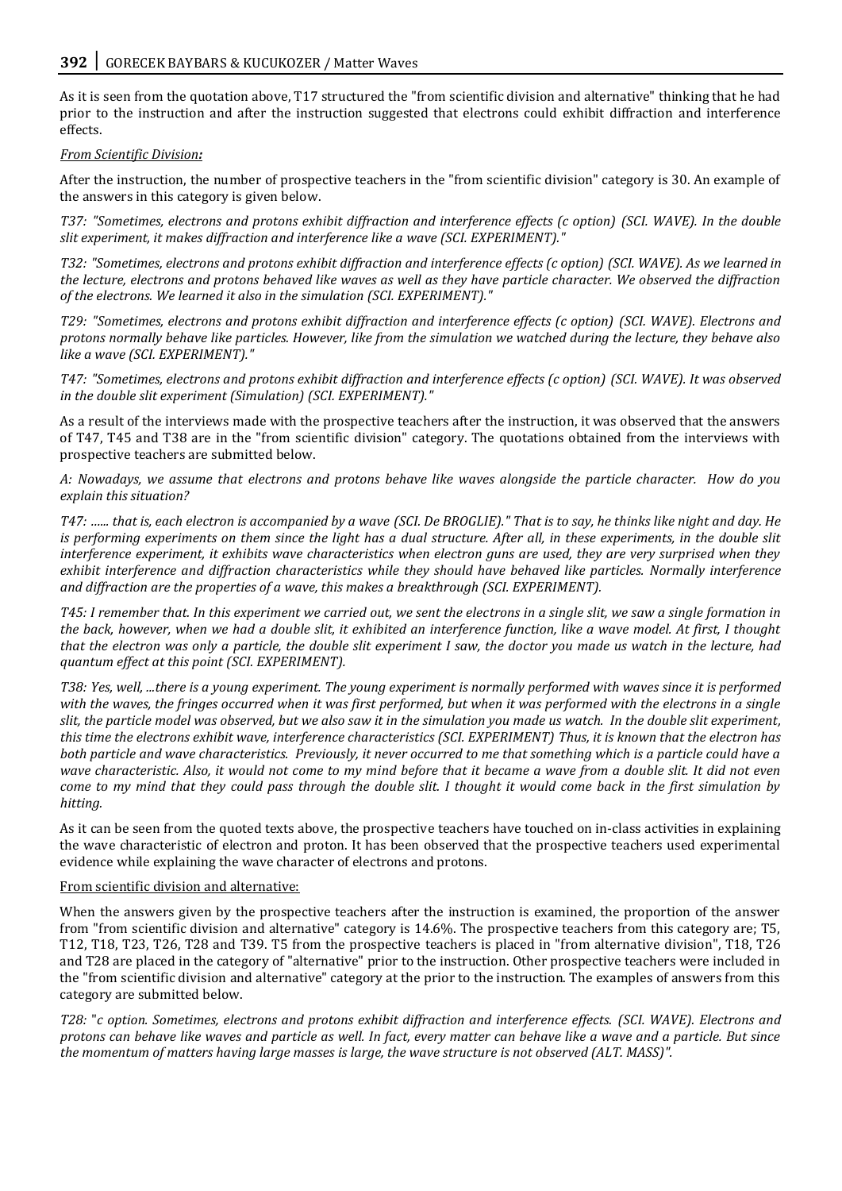As it is seen from the quotation above, T17 structured the "from scientific division and alternative" thinking that he had prior to the instruction and after the instruction suggested that electrons could exhibit diffraction and interference effects.

*From Scientific Division:*

After the instruction, the number of prospective teachers in the "from scientific division" category is 30. An example of the answers in this category is given below.

*T37: "Sometimes, electrons and protons exhibit diffraction and interference effects (c option) (SCI. WAVE). In the double slit experiment, it makes diffraction and interference like a wave (SCI. EXPERIMENT)."*

*T32: "Sometimes, electrons and protons exhibit diffraction and interference effects (c option) (SCI. WAVE). As we learned in the lecture, electrons and protons behaved like waves as well as they have particle character. We observed the diffraction of the electrons. We learned it also in the simulation (SCI. EXPERIMENT)."*

*T29: "Sometimes, electrons and protons exhibit diffraction and interference effects (c option) (SCI. WAVE). Electrons and protons normally behave like particles. However, like from the simulation we watched during the lecture, they behave also like a wave (SCI. EXPERIMENT)."*

*T47: "Sometimes, electrons and protons exhibit diffraction and interference effects (c option) (SCI. WAVE). It was observed in the double slit experiment (Simulation) (SCI. EXPERIMENT)."*

As a result of the interviews made with the prospective teachers after the instruction, it was observed that the answers of T47, T45 and T38 are in the "from scientific division" category. The quotations obtained from the interviews with prospective teachers are submitted below.

*A: Nowadays, we assume that electrons and protons behave like waves alongside the particle character. How do you explain this situation?*

*T47: …... that is, each electron is accompanied by a wave (SCI. De BROGLIE)." That is to say, he thinks like night and day. He is performing experiments on them since the light has a dual structure. After all, in these experiments, in the double slit interference experiment, it exhibits wave characteristics when electron guns are used, they are very surprised when they exhibit interference and diffraction characteristics while they should have behaved like particles. Normally interference and diffraction are the properties of a wave, this makes a breakthrough (SCI. EXPERIMENT).*

*T45: I remember that. In this experiment we carried out, we sent the electrons in a single slit, we saw a single formation in the back, however, when we had a double slit, it exhibited an interference function, like a wave model. At first, I thought that the electron was only a particle, the double slit experiment I saw, the doctor you made us watch in the lecture, had quantum effect at this point (SCI. EXPERIMENT).*

*T38: Yes, well, ...there is a young experiment. The young experiment is normally performed with waves since it is performed with the waves, the fringes occurred when it was first performed, but when it was performed with the electrons in a single slit, the particle model was observed, but we also saw it in the simulation you made us watch. In the double slit experiment, this time the electrons exhibit wave, interference characteristics (SCI. EXPERIMENT) Thus, it is known that the electron has both particle and wave characteristics. Previously, it never occurred to me that something which is a particle could have a wave characteristic. Also, it would not come to my mind before that it became a wave from a double slit. It did not even come to my mind that they could pass through the double slit. I thought it would come back in the first simulation by hitting.*

As it can be seen from the quoted texts above, the prospective teachers have touched on in-class activities in explaining the wave characteristic of electron and proton. It has been observed that the prospective teachers used experimental evidence while explaining the wave character of electrons and protons.

From scientific division and alternative:

When the answers given by the prospective teachers after the instruction is examined, the proportion of the answer from "from scientific division and alternative" category is 14.6%. The prospective teachers from this category are; T5, T12, T18, T23, T26, T28 and T39. T5 from the prospective teachers is placed in "from alternative division", T18, T26 and T28 are placed in the category of "alternative" prior to the instruction. Other prospective teachers were included in the "from scientific division and alternative" category at the prior to the instruction. The examples of answers from this category are submitted below.

*T28: "c option. Sometimes, electrons and protons exhibit diffraction and interference effects. (SCI. WAVE). Electrons and protons can behave like waves and particle as well. In fact, every matter can behave like a wave and a particle. But since the momentum of matters having large masses is large, the wave structure is not observed (ALT. MASS)".*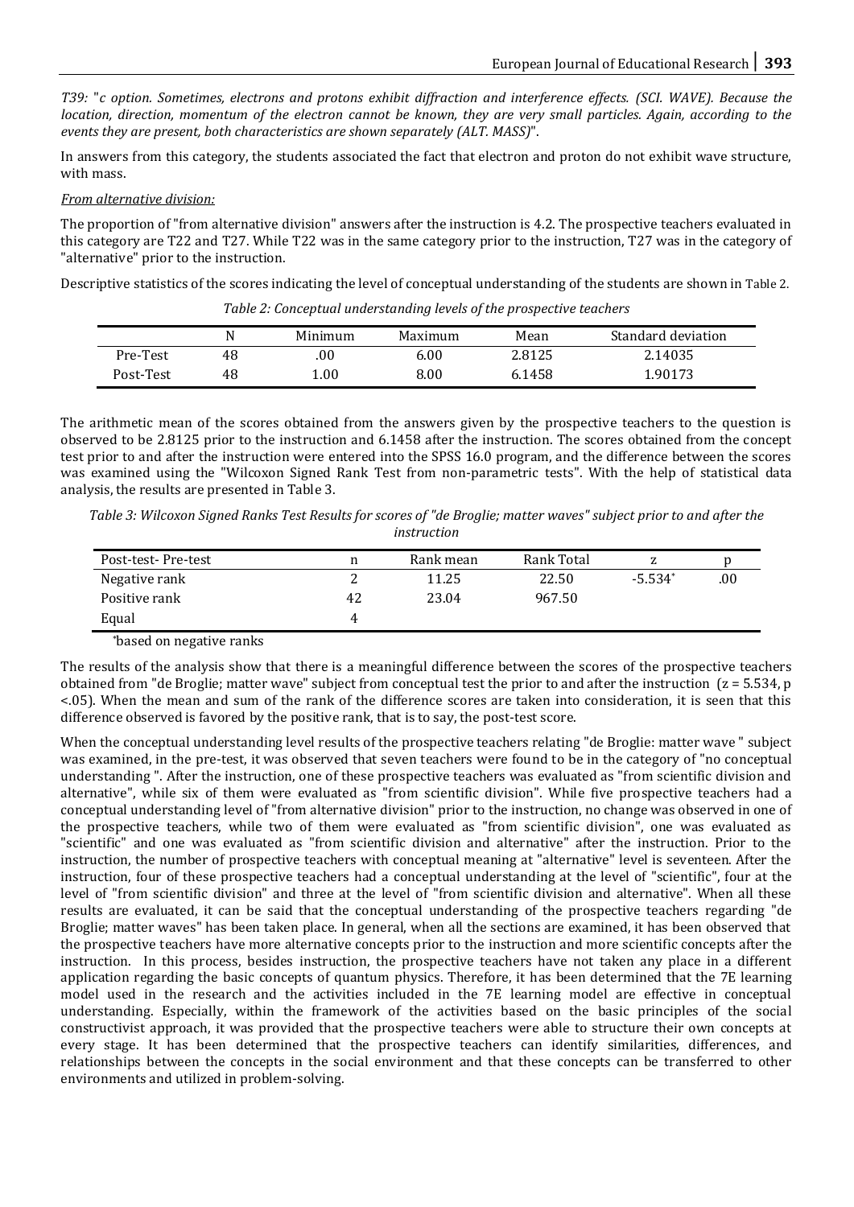*T39: "c option. Sometimes, electrons and protons exhibit diffraction and interference effects. (SCI. WAVE). Because the location, direction, momentum of the electron cannot be known, they are very small particles. Again, according to the events they are present, both characteristics are shown separately (ALT. MASS)".*

In answers from this category, the students associated the fact that electron and proton do not exhibit wave structure, with mass.

*From alternative division:*

The proportion of "from alternative division" answers after the instruction is 4.2. The prospective teachers evaluated in this category are T22 and T27. While T22 was in the same category prior to the instruction, T27 was in the category of "alternative" prior to the instruction.

Descriptive statistics of the scores indicating the level of conceptual understanding of the students are shown in Table 2.

*Table 2: Conceptual understanding levels of the prospective teachers*

| | N | Minimum | Maximum | Mean | Standard deviation |
|---|---|---|---|---|---|
| Pre-Test | 48 | .00 | 6.00 | 2.8125 | 2.14035 |
| Post-Test | 48 | 1.00 | 8.00 | 6.1458 | 1.90173 |

The arithmetic mean of the scores obtained from the answers given by the prospective teachers to the question is observed to be 2.8125 prior to the instruction and 6.1458 after the instruction. The scores obtained from the concept test prior to and after the instruction were entered into the SPSS 16.0 program, and the difference between the scores was examined using the "Wilcoxon Signed Rank Test from non-parametric tests". With the help of statistical data analysis, the results are presented in Table 3.

*Table 3: Wilcoxon Signed Ranks Test Results for scores of "de Broglie; matter waves" subject prior to and after the instruction*

| Post-test- Pre-test | n | Rank mean | Rank Total | z | p |
|---|---|---|---|---|---|
| Negative rank | 2 | 11.25 | 22.50 | -5.534* | .00 |
| Positive rank | 42 | 23.04 | 967.50 | | |
| Equal | 4 | | | | |

*based on negative ranks

The results of the analysis show that there is a meaningful difference between the scores of the prospective teachers obtained from "de Broglie; matter wave" subject from conceptual test the prior to and after the instruction ($z = 5.534$, $p < .05$). When the mean and sum of the rank of the difference scores are taken into consideration, it is seen that this difference observed is favored by the positive rank, that is to say, the post-test score.

When the conceptual understanding level results of the prospective teachers relating "de Broglie: matter wave " subject was examined, in the pre-test, it was observed that seven teachers were found to be in the category of "no conceptual understanding ". After the instruction, one of these prospective teachers was evaluated as "from scientific division and alternative", while six of them were evaluated as "from scientific division". While five prospective teachers had a conceptual understanding level of "from alternative division" prior to the instruction, no change was observed in one of the prospective teachers, while two of them were evaluated as "from scientific division", one was evaluated as "scientific" and one was evaluated as "from scientific division and alternative" after the instruction. Prior to the instruction, the number of prospective teachers with conceptual meaning at "alternative" level is seventeen. After the instruction, four of these prospective teachers had a conceptual understanding at the level of "scientific", four at the level of "from scientific division" and three at the level of "from scientific division and alternative". When all these results are evaluated, it can be said that the conceptual understanding of the prospective teachers regarding "de Broglie; matter waves" has been taken place. In general, when all the sections are examined, it has been observed that the prospective teachers have more alternative concepts prior to the instruction and more scientific concepts after the instruction. In this process, besides instruction, the prospective teachers have not taken any place in a different application regarding the basic concepts of quantum physics. Therefore, it has been determined that the 7E learning model used in the research and the activities included in the 7E learning model are effective in conceptual understanding. Especially, within the framework of the activities based on the basic principles of the social constructivist approach, it was provided that the prospective teachers were able to structure their own concepts at every stage. It has been determined that the prospective teachers can identify similarities, differences, and relationships between the concepts in the social environment and that these concepts can be transferred to other environments and utilized in problem-solving.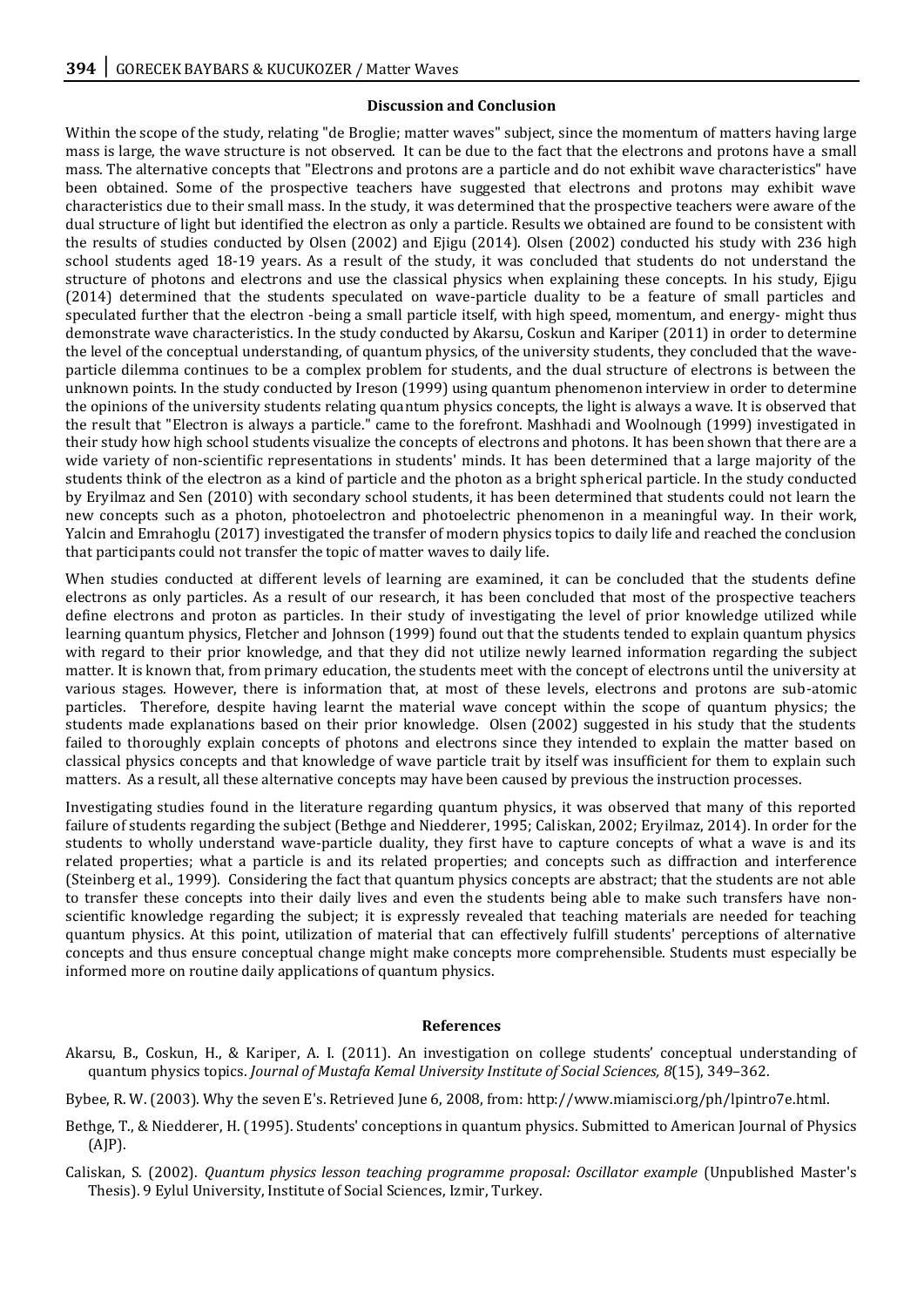## Discussion and Conclusion

Within the scope of the study, relating "de Broglie; matter waves" subject, since the momentum of matters having large mass is large, the wave structure is not observed. It can be due to the fact that the electrons and protons have a small mass. The alternative concepts that "Electrons and protons are a particle and do not exhibit wave characteristics" have been obtained. Some of the prospective teachers have suggested that electrons and protons may exhibit wave characteristics due to their small mass. In the study, it was determined that the prospective teachers were aware of the dual structure of light but identified the electron as only a particle. Results we obtained are found to be consistent with the results of studies conducted by Olsen (2002) and Ejigu (2014). Olsen (2002) conducted his study with 236 high school students aged 18-19 years. As a result of the study, it was concluded that students do not understand the structure of photons and electrons and use the classical physics when explaining these concepts. In his study, Ejigu (2014) determined that the students speculated on wave-particle duality to be a feature of small particles and speculated further that the electron -being a small particle itself, with high speed, momentum, and energy- might thus demonstrate wave characteristics. In the study conducted by Akarsu, Coskun and Kariper (2011) in order to determine the level of the conceptual understanding, of quantum physics, of the university students, they concluded that the wave-particle dilemma continues to be a complex problem for students, and the dual structure of electrons is between the unknown points. In the study conducted by Ireson (1999) using quantum phenomenon interview in order to determine the opinions of the university students relating quantum physics concepts, the light is always a wave. It is observed that the result that "Electron is always a particle." came to the forefront. Mashhadi and Woolnough (1999) investigated in their study how high school students visualize the concepts of electrons and photons. It has been shown that there are a wide variety of non-scientific representations in students' minds. It has been determined that a large majority of the students think of the electron as a kind of particle and the photon as a bright spherical particle. In the study conducted by Eryilmaz and Sen (2010) with secondary school students, it has been determined that students could not learn the new concepts such as a photon, photoelectron and photoelectric phenomenon in a meaningful way. In their work, Yalcin and Emrahoglu (2017) investigated the transfer of modern physics topics to daily life and reached the conclusion that participants could not transfer the topic of matter waves to daily life.

When studies conducted at different levels of learning are examined, it can be concluded that the students define electrons as only particles. As a result of our research, it has been concluded that most of the prospective teachers define electrons and proton as particles. In their study of investigating the level of prior knowledge utilized while learning quantum physics, Fletcher and Johnson (1999) found out that the students tended to explain quantum physics with regard to their prior knowledge, and that they did not utilize newly learned information regarding the subject matter. It is known that, from primary education, the students meet with the concept of electrons until the university at various stages. However, there is information that, at most of these levels, electrons and protons are sub-atomic particles. Therefore, despite having learnt the material wave concept within the scope of quantum physics; the students made explanations based on their prior knowledge. Olsen (2002) suggested in his study that the students failed to thoroughly explain concepts of photons and electrons since they intended to explain the matter based on classical physics concepts and that knowledge of wave particle trait by itself was insufficient for them to explain such matters. As a result, all these alternative concepts may have been caused by previous the instruction processes.

Investigating studies found in the literature regarding quantum physics, it was observed that many of this reported failure of students regarding the subject (Bethge and Niedderer, 1995; Caliskan, 2002; Eryilmaz, 2014). In order for the students to wholly understand wave-particle duality, they first have to capture concepts of what a wave is and its related properties; what a particle is and its related properties; and concepts such as diffraction and interference (Steinberg et al., 1999). Considering the fact that quantum physics concepts are abstract; that the students are not able to transfer these concepts into their daily lives and even the students being able to make such transfers have non-scientific knowledge regarding the subject; it is expressly revealed that teaching materials are needed for teaching quantum physics. At this point, utilization of material that can effectively fulfill students' perceptions of alternative concepts and thus ensure conceptual change might make concepts more comprehensible. Students must especially be informed more on routine daily applications of quantum physics.

## References

Akarsu, B., Coskun, H., & Kariper, A. I. (2011). An investigation on college students' conceptual understanding of quantum physics topics. *Journal of Mustafa Kemal University Institute of Social Sciences, 8*(15), 349–362.

Bybee, R. W. (2003). Why the seven E's. Retrieved June 6, 2008, from: http://www.miamisci.org/ph/lpintro7e.html.

Bethge, T., & Niedderer, H. (1995). Students' conceptions in quantum physics. Submitted to American Journal of Physics (AJP).

Caliskan, S. (2002). *Quantum physics lesson teaching programme proposal: Oscillator example* (Unpublished Master's Thesis). 9 Eylul University, Institute of Social Sciences, Izmir, Turkey.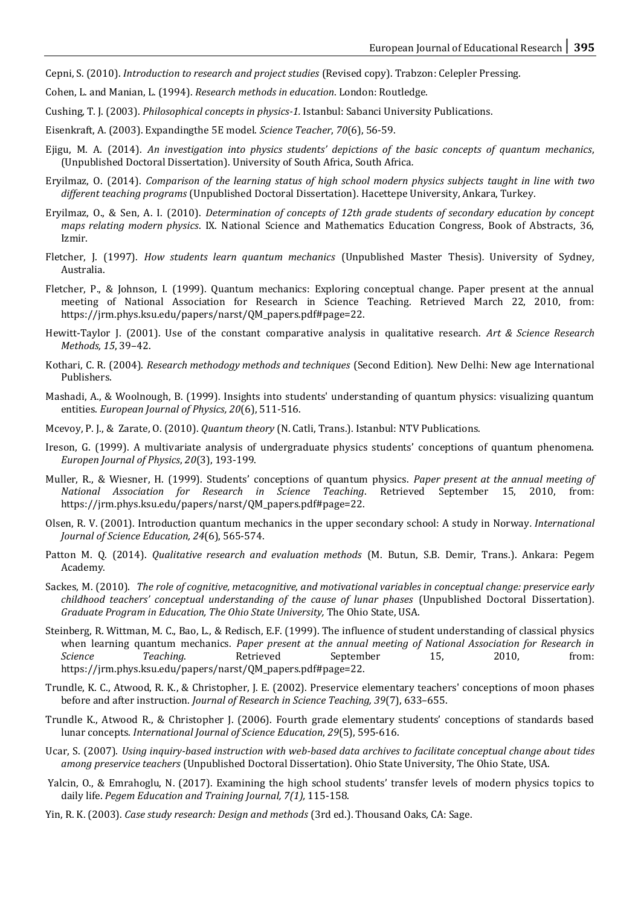Cepni, S. (2010). *Introduction to research and project studies* (Revised copy). Trabzon: Celepler Pressing.

Cohen, L. and Manian, L. (1994). *Research methods in education*. London: Routledge.

Cushing, T. J. (2003). *Philosophical concepts in physics-1.* Istanbul: Sabanci University Publications.

Eisenkraft, A. (2003). Expandingthe 5E model. *Science Teacher*, *70*(6), 56-59.

Ejigu, M. A. (2014). *An investigation into physics students' depictions of the basic concepts of quantum mechanics*, (Unpublished Doctoral Dissertation). University of South Africa, South Africa.

Eryilmaz, O. (2014). *Comparison of the learning status of high school modern physics subjects taught in line with two different teaching programs* (Unpublished Doctoral Dissertation). Hacettepe University, Ankara, Turkey.

Eryilmaz, O., & Sen, A. I. (2010). *Determination of concepts of 12th grade students of secondary education by concept maps relating modern physics*. IX. National Science and Mathematics Education Congress, Book of Abstracts, 36, Izmir.

Fletcher, J. (1997). *How students learn quantum mechanics* (Unpublished Master Thesis). University of Sydney, Australia.

Fletcher, P., & Johnson, I. (1999). Quantum mechanics: Exploring conceptual change. Paper present at the annual meeting of National Association for Research in Science Teaching. Retrieved March 22, 2010, from: https://jrm.phys.ksu.edu/papers/narst/QM_papers.pdf#page=22.

Hewitt-Taylor J. (2001). Use of the constant comparative analysis in qualitative research. *Art & Science Research Methods, 15*, 39–42.

Kothari, C. R. (2004). *Research methodogy methods and techniques* (Second Edition). New Delhi: New age International Publishers.

Mashadi, A., & Woolnough, B. (1999). Insights into students' understanding of quantum physics: visualizing quantum entities. *European Journal of Physics, 20*(6), 511-516.

Mcevoy, P. J., & Zarate, O. (2010). *Quantum theory* (N. Catli, Trans.). Istanbul: NTV Publications.

Ireson, G. (1999). A multivariate analysis of undergraduate physics students' conceptions of quantum phenomena. *Europen Journal of Physics*, *20*(3), 193-199.

Muller, R., & Wiesner, H. (1999). Students' conceptions of quantum physics. *Paper present at the annual meeting of National Association for Research in Science Teaching*. Retrieved September 15, 2010, from: https://jrm.phys.ksu.edu/papers/narst/QM_papers.pdf#page=22.

Olsen, R. V. (2001). Introduction quantum mechanics in the upper secondary school: A study in Norway. *International Journal of Science Education, 24*(6), 565-574.

Patton M. Q. (2014). *Qualitative research and evaluation methods* (M. Butun, S.B. Demir, Trans.). Ankara: Pegem Academy.

Sackes, M. (2010). *The role of cognitive, metacognitive, and motivational variables in conceptual change: preservice early childhood teachers' conceptual understanding of the cause of lunar phases* (Unpublished Doctoral Dissertation). *Graduate Program in Education, The Ohio State University,* The Ohio State, USA.

Steinberg, R. Wittman, M. C., Bao, L., & Redisch, E.F. (1999). The influence of student understanding of classical physics when learning quantum mechanics. *Paper present at the annual meeting of National Association for Research in Science Teaching*. Retrieved September 15, 2010, from: https://jrm.phys.ksu.edu/papers/narst/QM_papers.pdf#page=22.

Trundle, K. C., Atwood, R. K., & Christopher, J. E. (2002). Preservice elementary teachers' conceptions of moon phases before and after instruction. *Journal of Research in Science Teaching, 39*(7), 633–655.

Trundle K., Atwood R., & Christopher J. (2006). Fourth grade elementary students' conceptions of standards based lunar concepts. *International Journal of Science Education*, *29*(5), 595-616.

Ucar, S. (2007). *Using inquiry-based instruction with web-based data archives to facilitate conceptual change about tides among preservice teachers* (Unpublished Doctoral Dissertation). Ohio State University, The Ohio State, USA.

Yalcin, O., & Emrahoglu, N. (2017). Examining the high school students' transfer levels of modern physics topics to daily life. *Pegem Education and Training Journal, 7(1),* 115-158.

Yin, R. K. (2003). *Case study research: Design and methods* (3rd ed.). Thousand Oaks, CA: Sage.